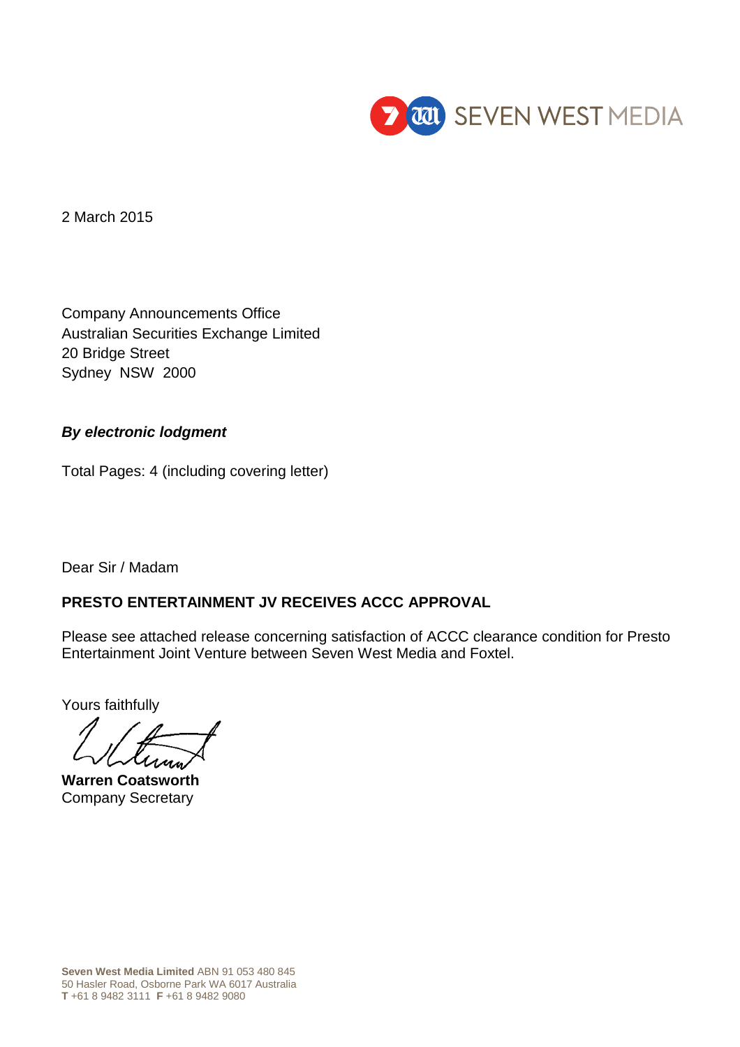SEVEN WEST MEDIA

2 March 2015

Company Announcements Office
Australian Securities Exchange Limited
20 Bridge Street
Sydney NSW 2000

***By electronic lodgment***

Total Pages: 4 (including covering letter)

Dear Sir / Madam

**PRESTO ENTERTAINMENT JV RECEIVES ACCC APPROVAL**

Please see attached release concerning satisfaction of ACCC clearance condition for Presto Entertainment Joint Venture between Seven West Media and Foxtel.

Yours faithfully

**Warren Coatsworth**
Company Secretary

**Seven West Media Limited** ABN 91 053 480 845
50 Hasler Road, Osborne Park WA 6017 Australia
**T** +61 8 9482 3111 **F** +61 8 9482 9080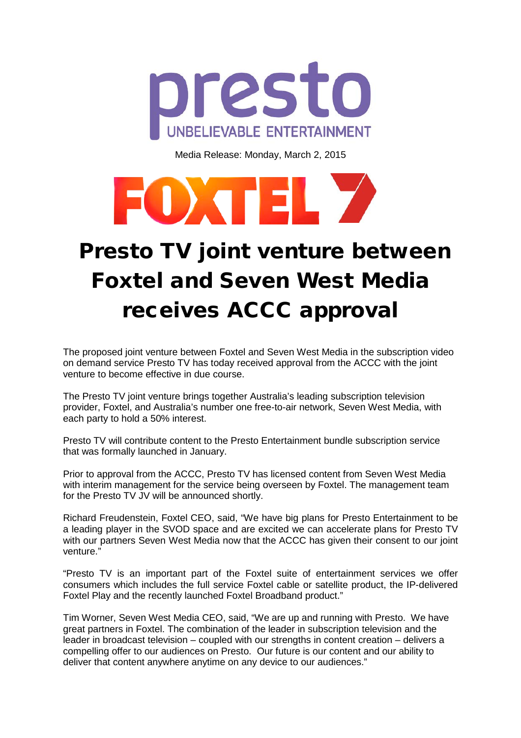presto

UNBELIEVABLE ENTERTAINMENT

Media Release: Monday, March 2, 2015

FOXTEL 7

# Presto TV joint venture between Foxtel and Seven West Media receives ACCC approval

The proposed joint venture between Foxtel and Seven West Media in the subscription video on demand service Presto TV has today received approval from the ACCC with the joint venture to become effective in due course.

The Presto TV joint venture brings together Australia's leading subscription television provider, Foxtel, and Australia's number one free-to-air network, Seven West Media, with each party to hold a 50% interest.

Presto TV will contribute content to the Presto Entertainment bundle subscription service that was formally launched in January.

Prior to approval from the ACCC, Presto TV has licensed content from Seven West Media with interim management for the service being overseen by Foxtel. The management team for the Presto TV JV will be announced shortly.

Richard Freudenstein, Foxtel CEO, said, "We have big plans for Presto Entertainment to be a leading player in the SVOD space and are excited we can accelerate plans for Presto TV with our partners Seven West Media now that the ACCC has given their consent to our joint venture."

"Presto TV is an important part of the Foxtel suite of entertainment services we offer consumers which includes the full service Foxtel cable or satellite product, the IP-delivered Foxtel Play and the recently launched Foxtel Broadband product."

Tim Worner, Seven West Media CEO, said, "We are up and running with Presto. We have great partners in Foxtel. The combination of the leader in subscription television and the leader in broadcast television – coupled with our strengths in content creation – delivers a compelling offer to our audiences on Presto. Our future is our content and our ability to deliver that content anywhere anytime on any device to our audiences."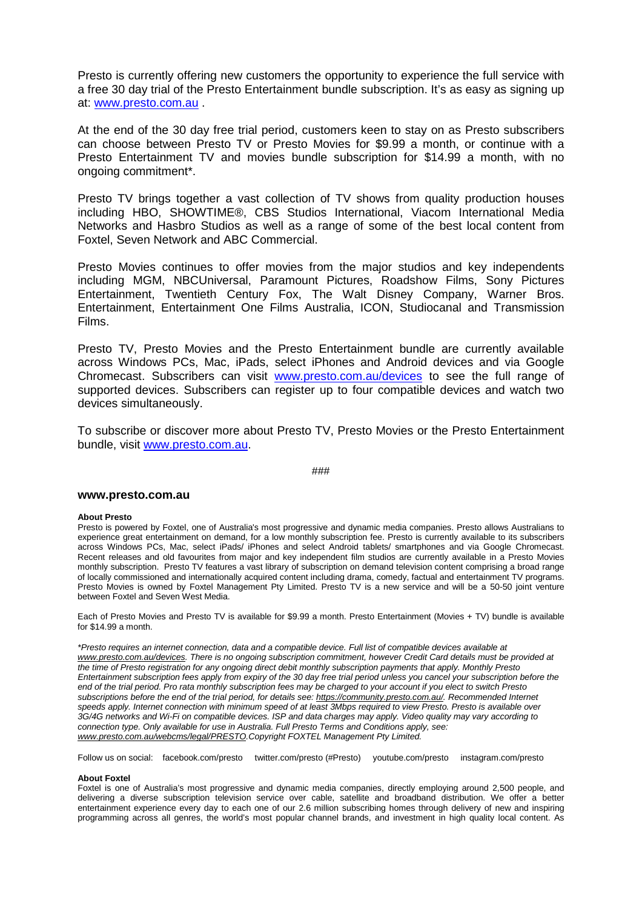Presto is currently offering new customers the opportunity to experience the full service with a free 30 day trial of the Presto Entertainment bundle subscription. It's as easy as signing up at: www.presto.com.au .

At the end of the 30 day free trial period, customers keen to stay on as Presto subscribers can choose between Presto TV or Presto Movies for $9.99 a month, or continue with a Presto Entertainment TV and movies bundle subscription for $14.99 a month, with no ongoing commitment*.

Presto TV brings together a vast collection of TV shows from quality production houses including HBO, SHOWTIME®, CBS Studios International, Viacom International Media Networks and Hasbro Studios as well as a range of some of the best local content from Foxtel, Seven Network and ABC Commercial.

Presto Movies continues to offer movies from the major studios and key independents including MGM, NBCUniversal, Paramount Pictures, Roadshow Films, Sony Pictures Entertainment, Twentieth Century Fox, The Walt Disney Company, Warner Bros. Entertainment, Entertainment One Films Australia, ICON, Studiocanal and Transmission Films.

Presto TV, Presto Movies and the Presto Entertainment bundle are currently available across Windows PCs, Mac, iPads, select iPhones and Android devices and via Google Chromecast. Subscribers can visit www.presto.com.au/devices to see the full range of supported devices. Subscribers can register up to four compatible devices and watch two devices simultaneously.

To subscribe or discover more about Presto TV, Presto Movies or the Presto Entertainment bundle, visit www.presto.com.au.

###

**www.presto.com.au**

**About Presto**

Presto is powered by Foxtel, one of Australia's most progressive and dynamic media companies. Presto allows Australians to experience great entertainment on demand, for a low monthly subscription fee. Presto is currently available to its subscribers across Windows PCs, Mac, select iPads/ iPhones and select Android tablets/ smartphones and via Google Chromecast. Recent releases and old favourites from major and key independent film studios are currently available in a Presto Movies monthly subscription. Presto TV features a vast library of subscription on demand television content comprising a broad range of locally commissioned and internationally acquired content including drama, comedy, factual and entertainment TV programs. Presto Movies is owned by Foxtel Management Pty Limited. Presto TV is a new service and will be a 50-50 joint venture between Foxtel and Seven West Media.

Each of Presto Movies and Presto TV is available for $9.99 a month. Presto Entertainment (Movies + TV) bundle is available for $14.99 a month.

*\*Presto requires an internet connection, data and a compatible device. Full list of compatible devices available at www.presto.com.au/devices. There is no ongoing subscription commitment, however Credit Card details must be provided at the time of Presto registration for any ongoing direct debit monthly subscription payments that apply. Monthly Presto Entertainment subscription fees apply from expiry of the 30 day free trial period unless you cancel your subscription before the end of the trial period. Pro rata monthly subscription fees may be charged to your account if you elect to switch Presto subscriptions before the end of the trial period, for details see: https://community.presto.com.au/. Recommended Internet speeds apply. Internet connection with minimum speed of at least 3Mbps required to view Presto. Presto is available over 3G/4G networks and Wi-Fi on compatible devices. ISP and data charges may apply. Video quality may vary according to connection type. Only available for use in Australia. Full Presto Terms and Conditions apply, see: www.presto.com.au/webcms/legal/PRESTO.Copyright FOXTEL Management Pty Limited.*

Follow us on social: facebook.com/presto twitter.com/presto (#Presto) youtube.com/presto instagram.com/presto

**About Foxtel**

Foxtel is one of Australia's most progressive and dynamic media companies, directly employing around 2,500 people, and delivering a diverse subscription television service over cable, satellite and broadband distribution. We offer a better entertainment experience every day to each one of our 2.6 million subscribing homes through delivery of new and inspiring programming across all genres, the world's most popular channel brands, and investment in high quality local content. As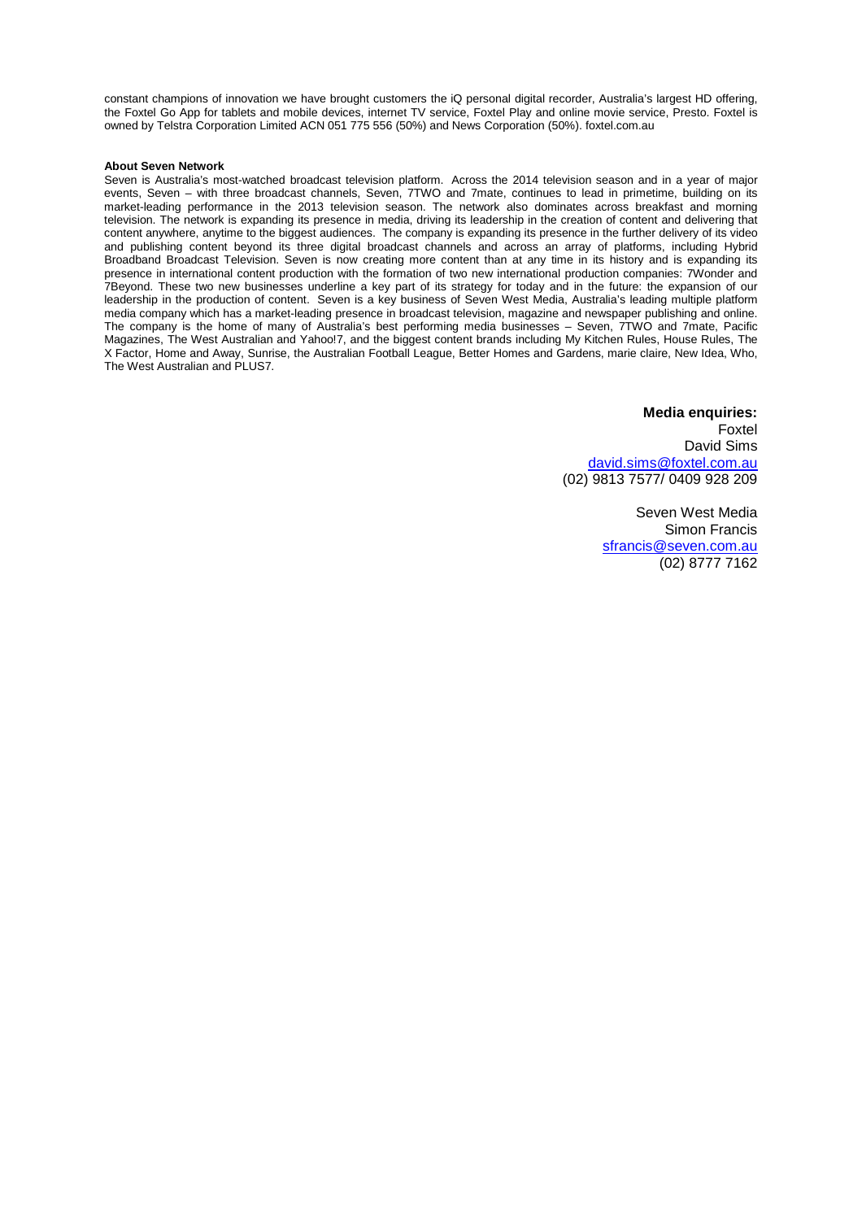constant champions of innovation we have brought customers the iQ personal digital recorder, Australia's largest HD offering, the Foxtel Go App for tablets and mobile devices, internet TV service, Foxtel Play and online movie service, Presto. Foxtel is owned by Telstra Corporation Limited ACN 051 775 556 (50%) and News Corporation (50%). foxtel.com.au

**About Seven Network**

Seven is Australia's most-watched broadcast television platform. Across the 2014 television season and in a year of major events, Seven – with three broadcast channels, Seven, 7TWO and 7mate, continues to lead in primetime, building on its market-leading performance in the 2013 television season. The network also dominates across breakfast and morning television. The network is expanding its presence in media, driving its leadership in the creation of content and delivering that content anywhere, anytime to the biggest audiences. The company is expanding its presence in the further delivery of its video and publishing content beyond its three digital broadcast channels and across an array of platforms, including Hybrid Broadband Broadcast Television. Seven is now creating more content than at any time in its history and is expanding its presence in international content production with the formation of two new international production companies: 7Wonder and 7Beyond. These two new businesses underline a key part of its strategy for today and in the future: the expansion of our leadership in the production of content. Seven is a key business of Seven West Media, Australia's leading multiple platform media company which has a market-leading presence in broadcast television, magazine and newspaper publishing and online. The company is the home of many of Australia's best performing media businesses – Seven, 7TWO and 7mate, Pacific Magazines, The West Australian and Yahoo!7, and the biggest content brands including My Kitchen Rules, House Rules, The X Factor, Home and Away, Sunrise, the Australian Football League, Better Homes and Gardens, marie claire, New Idea, Who, The West Australian and PLUS7.

**Media enquiries:**
Foxtel
David Sims
david.sims@foxtel.com.au
(02) 9813 7577/ 0409 928 209

Seven West Media
Simon Francis
sfrancis@seven.com.au
(02) 8777 7162